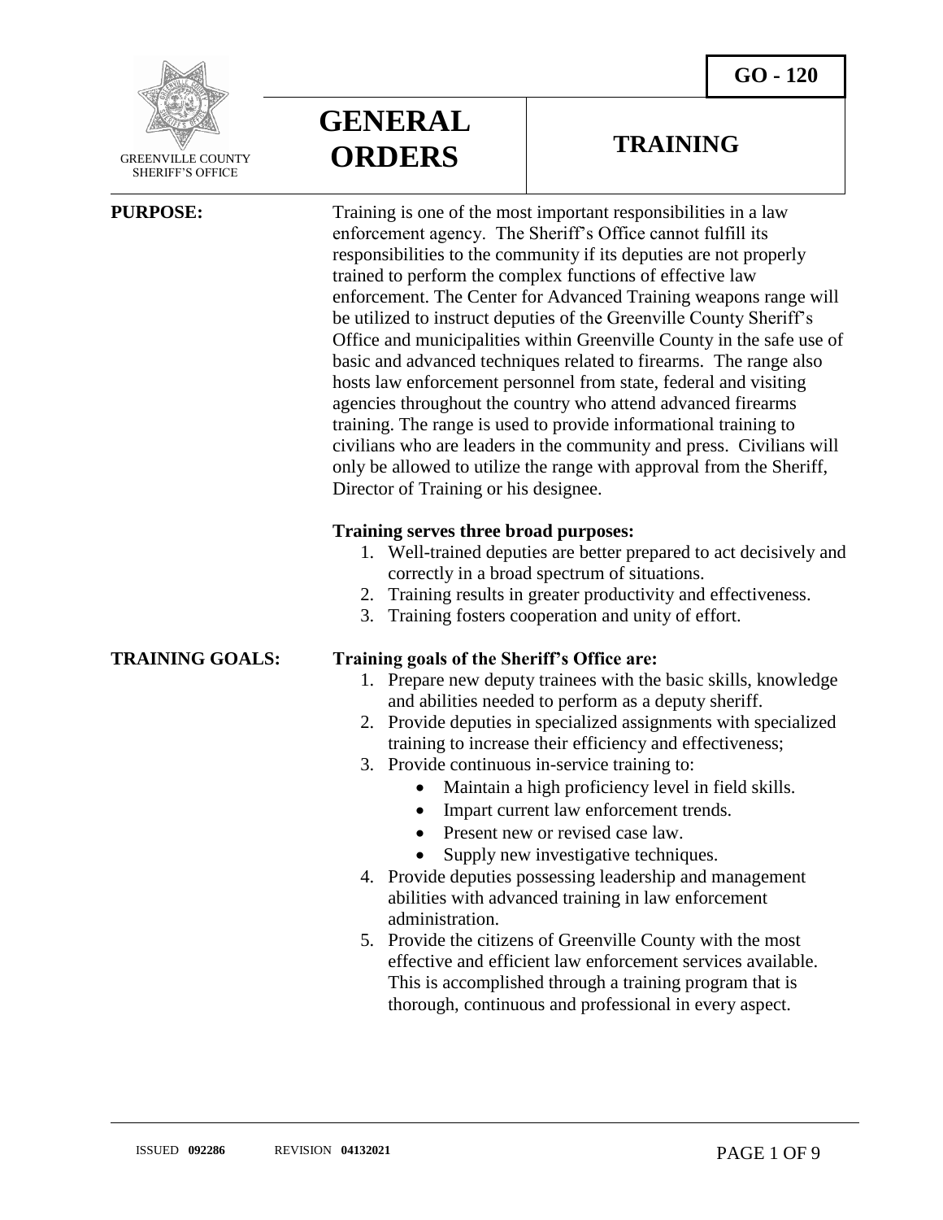GREENVILLE COUNTY SHERIFF'S OFFICE

# GENERAL ORDERS

## TRAINING

**GO - 120**

**PURPOSE:**

Training is one of the most important responsibilities in a law enforcement agency. The Sheriff's Office cannot fulfill its responsibilities to the community if its deputies are not properly trained to perform the complex functions of effective law enforcement. The Center for Advanced Training weapons range will be utilized to instruct deputies of the Greenville County Sheriff's Office and municipalities within Greenville County in the safe use of basic and advanced techniques related to firearms. The range also hosts law enforcement personnel from state, federal and visiting agencies throughout the country who attend advanced firearms training. The range is used to provide informational training to civilians who are leaders in the community and press. Civilians will only be allowed to utilize the range with approval from the Sheriff, Director of Training or his designee.

**Training serves three broad purposes:**

1. Well-trained deputies are better prepared to act decisively and correctly in a broad spectrum of situations.
2. Training results in greater productivity and effectiveness.
3. Training fosters cooperation and unity of effort.

**TRAINING GOALS:**

**Training goals of the Sheriff's Office are:**

1. Prepare new deputy trainees with the basic skills, knowledge and abilities needed to perform as a deputy sheriff.
2. Provide deputies in specialized assignments with specialized training to increase their efficiency and effectiveness;
3. Provide continuous in-service training to:
   - Maintain a high proficiency level in field skills.
   - Impart current law enforcement trends.
   - Present new or revised case law.
   - Supply new investigative techniques.
4. Provide deputies possessing leadership and management abilities with advanced training in law enforcement administration.
5. Provide the citizens of Greenville County with the most effective and efficient law enforcement services available. This is accomplished through a training program that is thorough, continuous and professional in every aspect.

ISSUED **092286** REVISION **04132021**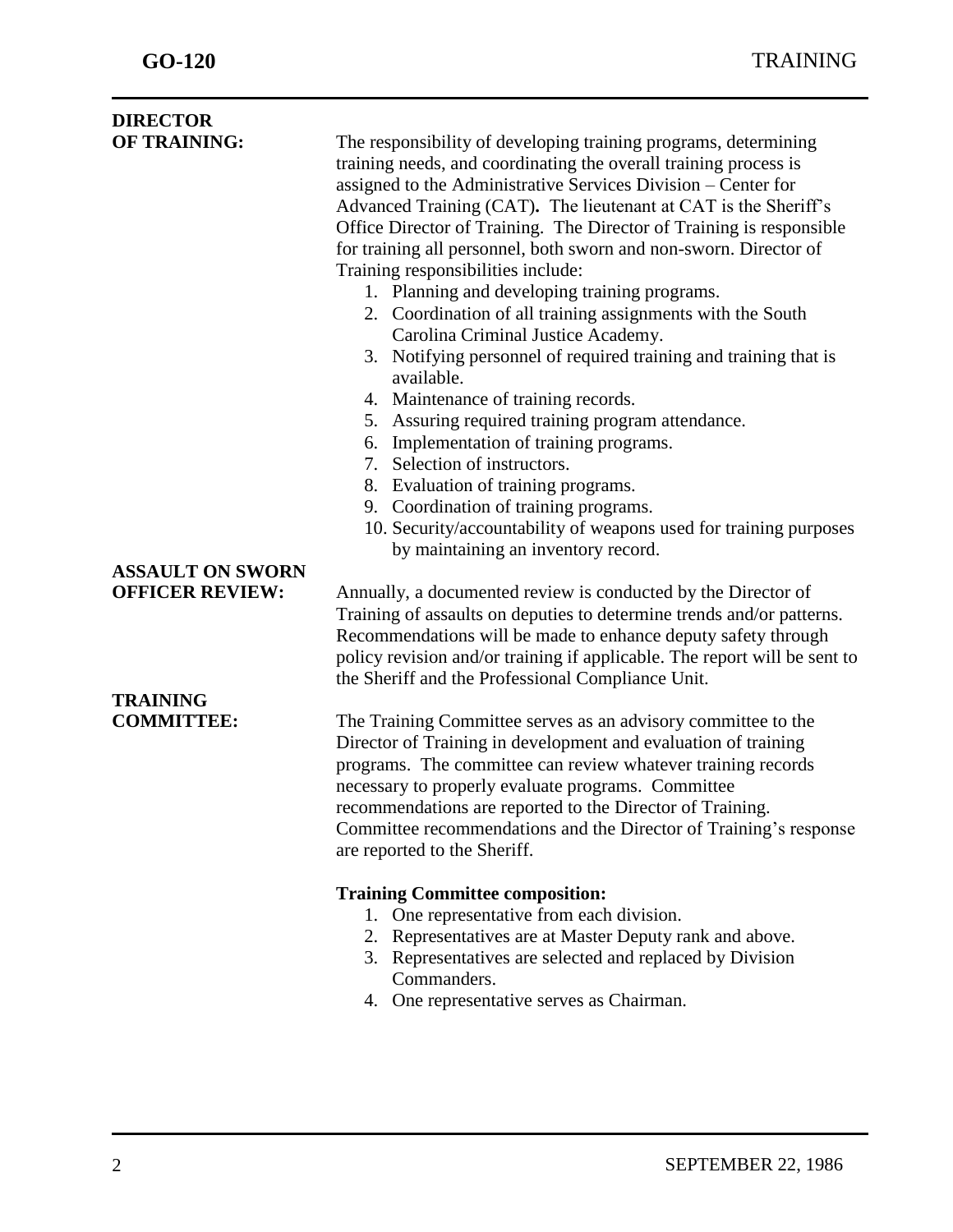**DIRECTOR OF TRAINING:**

The responsibility of developing training programs, determining training needs, and coordinating the overall training process is assigned to the Administrative Services Division – Center for Advanced Training (CAT). The lieutenant at CAT is the Sheriff's Office Director of Training. The Director of Training is responsible for training all personnel, both sworn and non-sworn. Director of Training responsibilities include:

1. Planning and developing training programs.
2. Coordination of all training assignments with the South Carolina Criminal Justice Academy.
3. Notifying personnel of required training and training that is available.
4. Maintenance of training records.
5. Assuring required training program attendance.
6. Implementation of training programs.
7. Selection of instructors.
8. Evaluation of training programs.
9. Coordination of training programs.
10. Security/accountability of weapons used for training purposes by maintaining an inventory record.

**ASSAULT ON SWORN OFFICER REVIEW:**

Annually, a documented review is conducted by the Director of Training of assaults on deputies to determine trends and/or patterns. Recommendations will be made to enhance deputy safety through policy revision and/or training if applicable. The report will be sent to the Sheriff and the Professional Compliance Unit.

**TRAINING COMMITTEE:**

The Training Committee serves as an advisory committee to the Director of Training in development and evaluation of training programs. The committee can review whatever training records necessary to properly evaluate programs. Committee recommendations are reported to the Director of Training. Committee recommendations and the Director of Training's response are reported to the Sheriff.

**Training Committee composition:**

1. One representative from each division.
2. Representatives are at Master Deputy rank and above.
3. Representatives are selected and replaced by Division Commanders.
4. One representative serves as Chairman.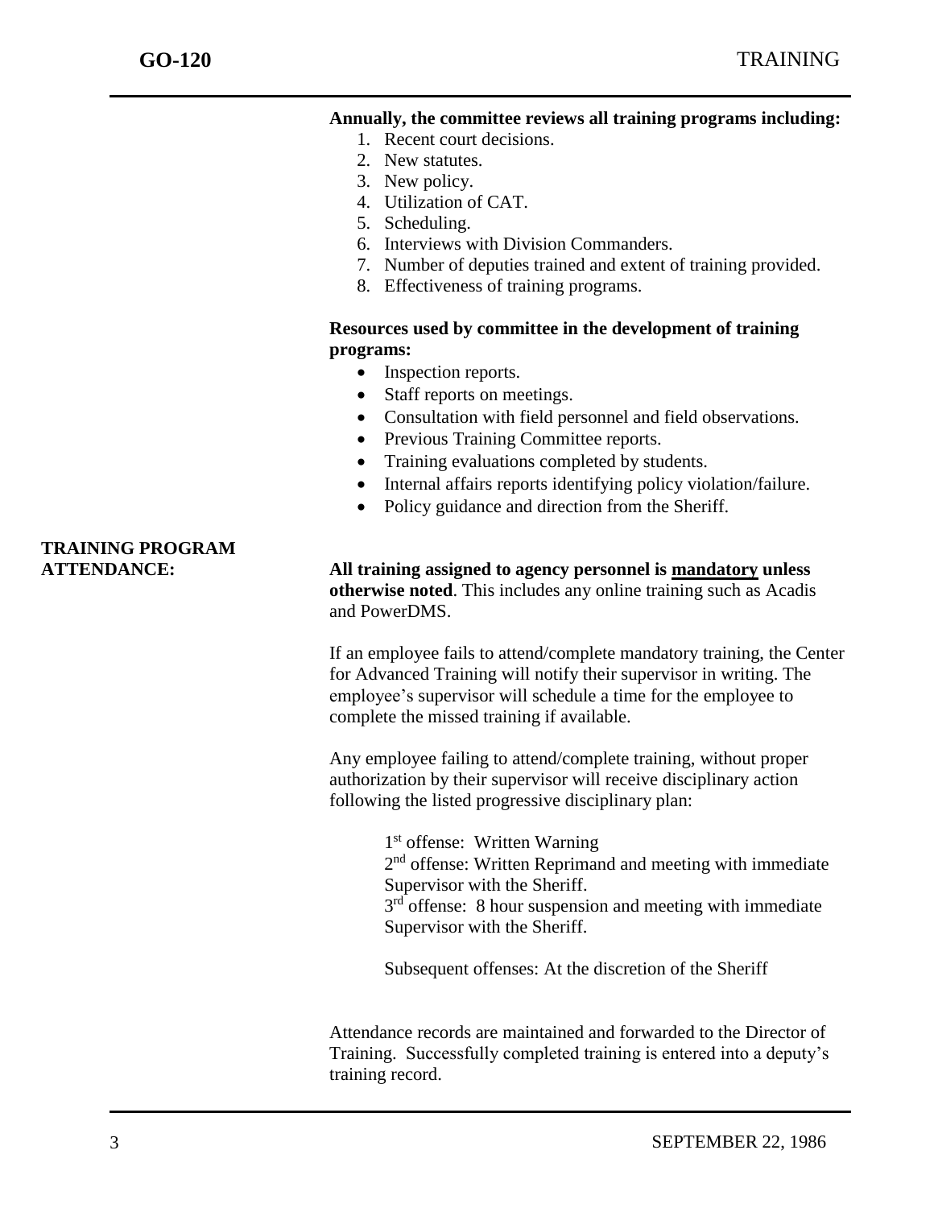**Annually, the committee reviews all training programs including:**

1. Recent court decisions.
2. New statutes.
3. New policy.
4. Utilization of CAT.
5. Scheduling.
6. Interviews with Division Commanders.
7. Number of deputies trained and extent of training provided.
8. Effectiveness of training programs.

**Resources used by committee in the development of training programs:**

- Inspection reports.
- Staff reports on meetings.
- Consultation with field personnel and field observations.
- Previous Training Committee reports.
- Training evaluations completed by students.
- Internal affairs reports identifying policy violation/failure.
- Policy guidance and direction from the Sheriff.

**TRAINING PROGRAM ATTENDANCE:**

**All training assigned to agency personnel is <u>mandatory</u> unless otherwise noted**. This includes any online training such as Acadis and PowerDMS.

If an employee fails to attend/complete mandatory training, the Center for Advanced Training will notify their supervisor in writing. The employee's supervisor will schedule a time for the employee to complete the missed training if available.

Any employee failing to attend/complete training, without proper authorization by their supervisor will receive disciplinary action following the listed progressive disciplinary plan:

1st offense: Written Warning
2nd offense: Written Reprimand and meeting with immediate Supervisor with the Sheriff.
3rd offense: 8 hour suspension and meeting with immediate Supervisor with the Sheriff.

Subsequent offenses: At the discretion of the Sheriff

Attendance records are maintained and forwarded to the Director of Training. Successfully completed training is entered into a deputy's training record.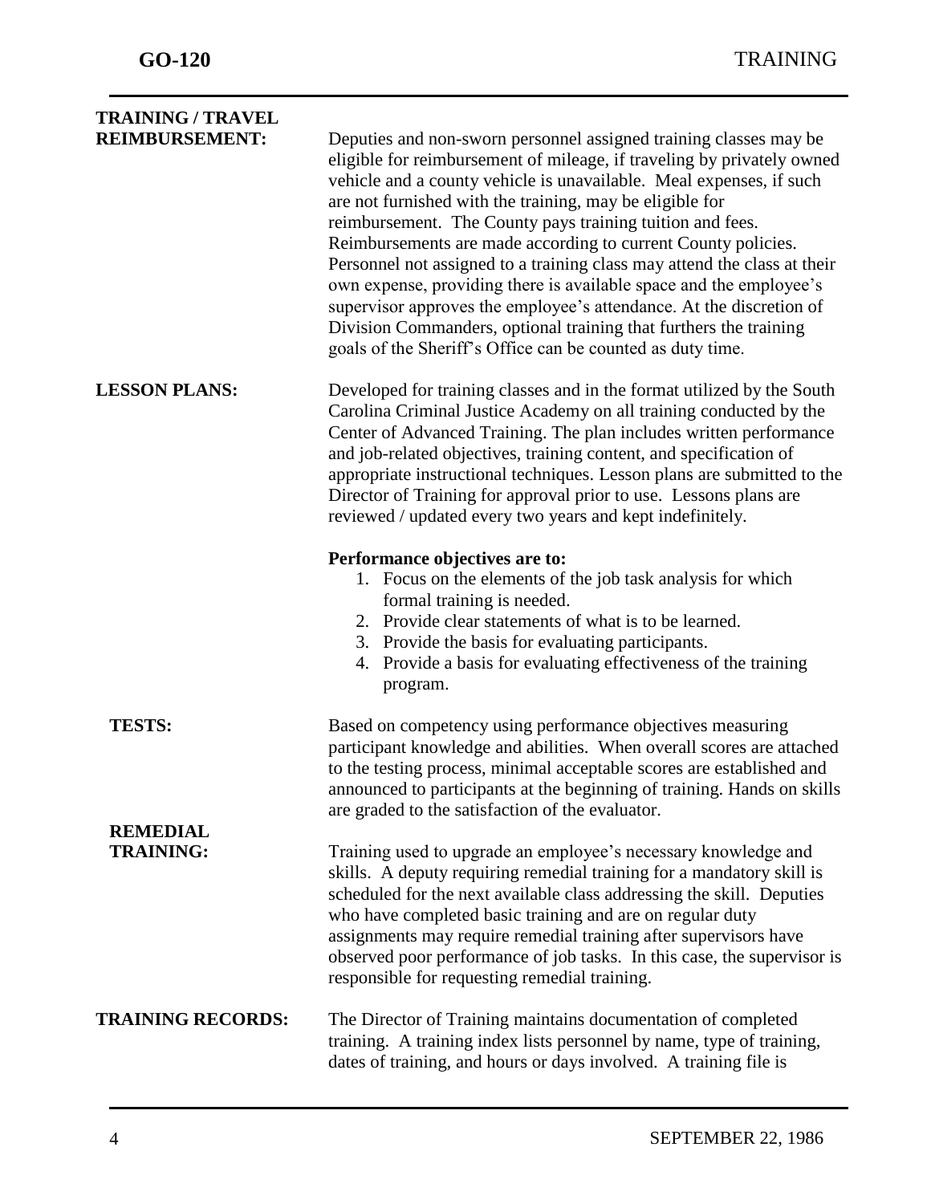**TRAINING / TRAVEL REIMBURSEMENT:** Deputies and non-sworn personnel assigned training classes may be eligible for reimbursement of mileage, if traveling by privately owned vehicle and a county vehicle is unavailable. Meal expenses, if such are not furnished with the training, may be eligible for reimbursement. The County pays training tuition and fees. Reimbursements are made according to current County policies. Personnel not assigned to a training class may attend the class at their own expense, providing there is available space and the employee's supervisor approves the employee's attendance. At the discretion of Division Commanders, optional training that furthers the training goals of the Sheriff's Office can be counted as duty time.

**LESSON PLANS:** Developed for training classes and in the format utilized by the South Carolina Criminal Justice Academy on all training conducted by the Center of Advanced Training. The plan includes written performance and job-related objectives, training content, and specification of appropriate instructional techniques. Lesson plans are submitted to the Director of Training for approval prior to use. Lessons plans are reviewed / updated every two years and kept indefinitely.

**Performance objectives are to:**

1. Focus on the elements of the job task analysis for which formal training is needed.
2. Provide clear statements of what is to be learned.
3. Provide the basis for evaluating participants.
4. Provide a basis for evaluating effectiveness of the training program.

**TESTS:** Based on competency using performance objectives measuring participant knowledge and abilities. When overall scores are attached to the testing process, minimal acceptable scores are established and announced to participants at the beginning of training. Hands on skills are graded to the satisfaction of the evaluator.

**REMEDIAL TRAINING:** Training used to upgrade an employee's necessary knowledge and skills. A deputy requiring remedial training for a mandatory skill is scheduled for the next available class addressing the skill. Deputies who have completed basic training and are on regular duty assignments may require remedial training after supervisors have observed poor performance of job tasks. In this case, the supervisor is responsible for requesting remedial training.

**TRAINING RECORDS:** The Director of Training maintains documentation of completed training. A training index lists personnel by name, type of training, dates of training, and hours or days involved. A training file is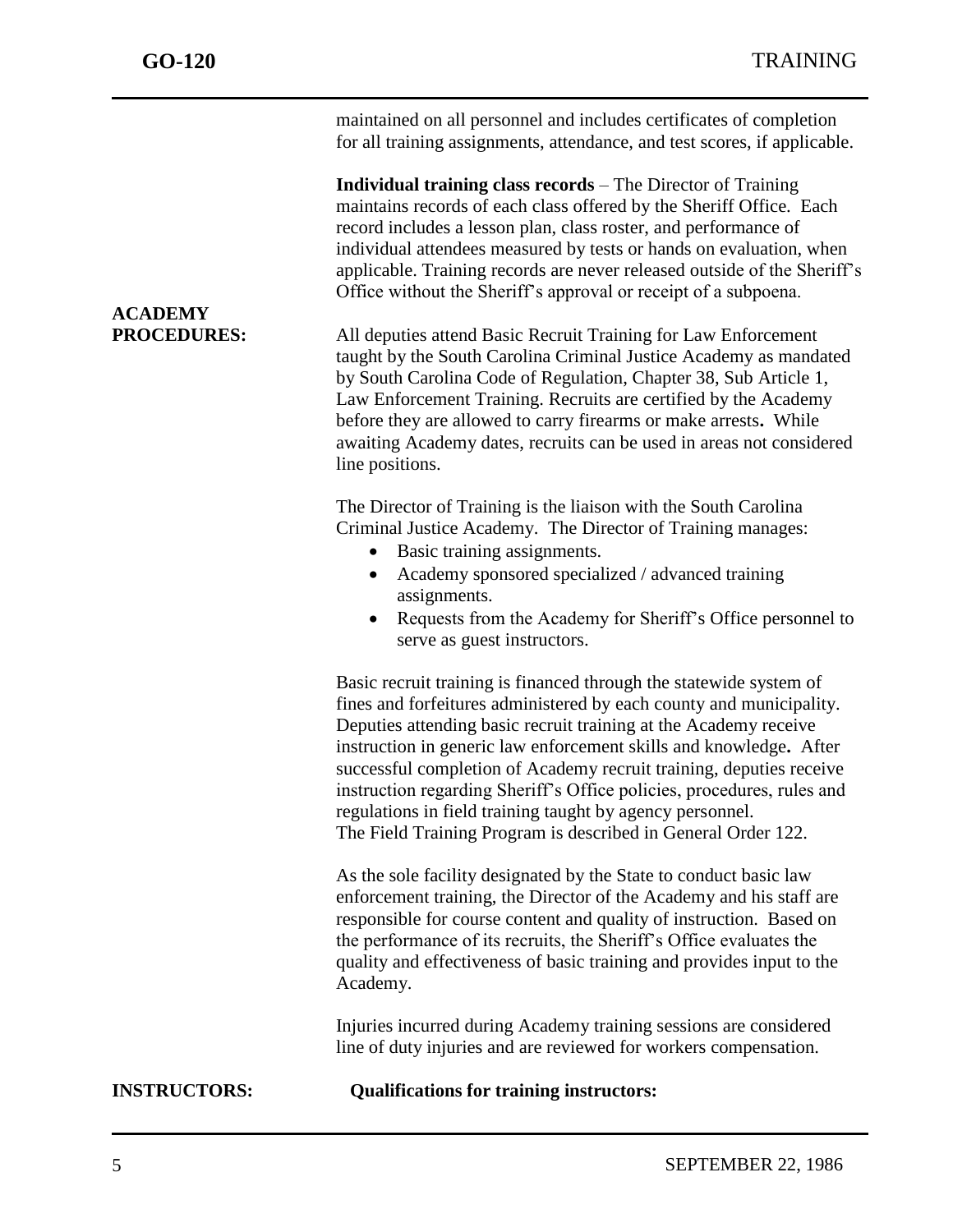maintained on all personnel and includes certificates of completion for all training assignments, attendance, and test scores, if applicable.

**Individual training class records** – The Director of Training maintains records of each class offered by the Sheriff Office. Each record includes a lesson plan, class roster, and performance of individual attendees measured by tests or hands on evaluation, when applicable. Training records are never released outside of the Sheriff's Office without the Sheriff's approval or receipt of a subpoena.

**ACADEMY PROCEDURES:**

All deputies attend Basic Recruit Training for Law Enforcement taught by the South Carolina Criminal Justice Academy as mandated by South Carolina Code of Regulation, Chapter 38, Sub Article 1, Law Enforcement Training. Recruits are certified by the Academy before they are allowed to carry firearms or make arrests. While awaiting Academy dates, recruits can be used in areas not considered line positions.

The Director of Training is the liaison with the South Carolina Criminal Justice Academy. The Director of Training manages:

- Basic training assignments.
- Academy sponsored specialized / advanced training assignments.
- Requests from the Academy for Sheriff's Office personnel to serve as guest instructors.

Basic recruit training is financed through the statewide system of fines and forfeitures administered by each county and municipality. Deputies attending basic recruit training at the Academy receive instruction in generic law enforcement skills and knowledge. After successful completion of Academy recruit training, deputies receive instruction regarding Sheriff's Office policies, procedures, rules and regulations in field training taught by agency personnel. The Field Training Program is described in General Order 122.

As the sole facility designated by the State to conduct basic law enforcement training, the Director of the Academy and his staff are responsible for course content and quality of instruction. Based on the performance of its recruits, the Sheriff's Office evaluates the quality and effectiveness of basic training and provides input to the Academy.

Injuries incurred during Academy training sessions are considered line of duty injuries and are reviewed for workers compensation.

**INSTRUCTORS:** **Qualifications for training instructors:**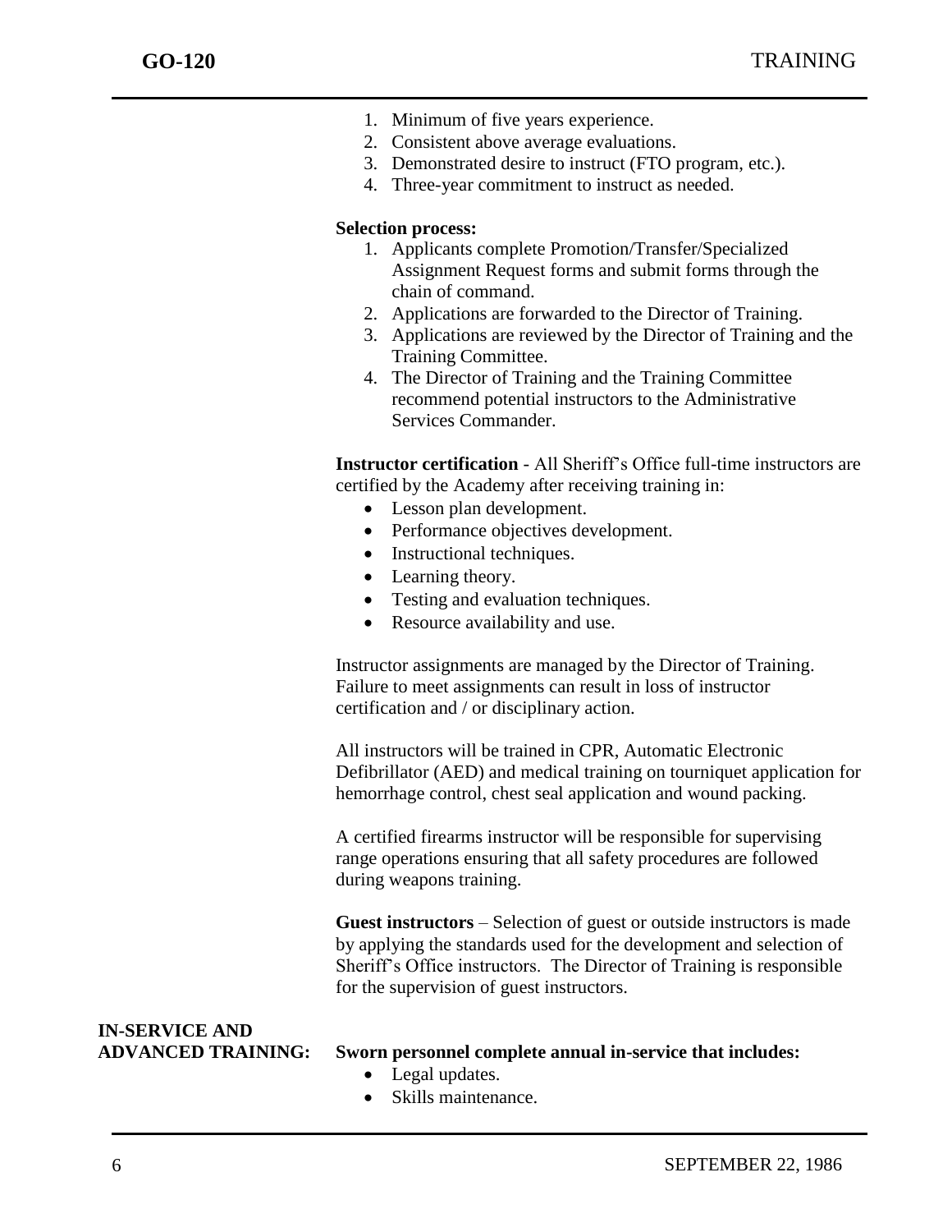1. Minimum of five years experience.
2. Consistent above average evaluations.
3. Demonstrated desire to instruct (FTO program, etc.).
4. Three-year commitment to instruct as needed.

**Selection process:**

1. Applicants complete Promotion/Transfer/Specialized Assignment Request forms and submit forms through the chain of command.
2. Applications are forwarded to the Director of Training.
3. Applications are reviewed by the Director of Training and the Training Committee.
4. The Director of Training and the Training Committee recommend potential instructors to the Administrative Services Commander.

**Instructor certification** - All Sheriff's Office full-time instructors are certified by the Academy after receiving training in:

- Lesson plan development.
- Performance objectives development.
- Instructional techniques.
- Learning theory.
- Testing and evaluation techniques.
- Resource availability and use.

Instructor assignments are managed by the Director of Training. Failure to meet assignments can result in loss of instructor certification and / or disciplinary action.

All instructors will be trained in CPR, Automatic Electronic Defibrillator (AED) and medical training on tourniquet application for hemorrhage control, chest seal application and wound packing.

A certified firearms instructor will be responsible for supervising range operations ensuring that all safety procedures are followed during weapons training.

**Guest instructors** – Selection of guest or outside instructors is made by applying the standards used for the development and selection of Sheriff's Office instructors. The Director of Training is responsible for the supervision of guest instructors.

## IN-SERVICE AND ADVANCED TRAINING:

**Sworn personnel complete annual in-service that includes:**

- Legal updates.
- Skills maintenance.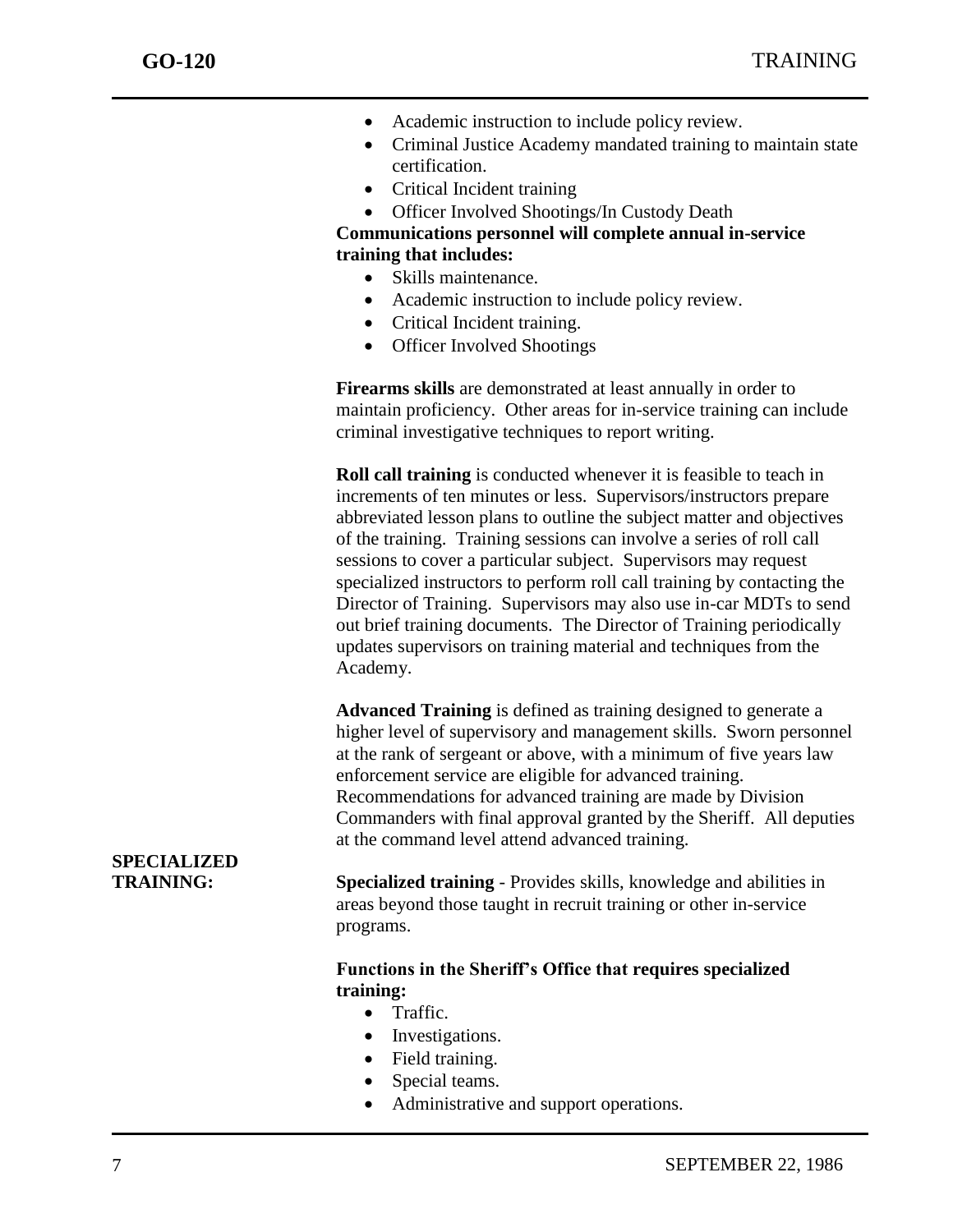- Academic instruction to include policy review.
- Criminal Justice Academy mandated training to maintain state certification.
- Critical Incident training
- Officer Involved Shootings/In Custody Death

**Communications personnel will complete annual in-service training that includes:**

- Skills maintenance.
- Academic instruction to include policy review.
- Critical Incident training.
- Officer Involved Shootings

**Firearms skills** are demonstrated at least annually in order to maintain proficiency. Other areas for in-service training can include criminal investigative techniques to report writing.

**Roll call training** is conducted whenever it is feasible to teach in increments of ten minutes or less. Supervisors/instructors prepare abbreviated lesson plans to outline the subject matter and objectives of the training. Training sessions can involve a series of roll call sessions to cover a particular subject. Supervisors may request specialized instructors to perform roll call training by contacting the Director of Training. Supervisors may also use in-car MDTs to send out brief training documents. The Director of Training periodically updates supervisors on training material and techniques from the Academy.

**Advanced Training** is defined as training designed to generate a higher level of supervisory and management skills. Sworn personnel at the rank of sergeant or above, with a minimum of five years law enforcement service are eligible for advanced training. Recommendations for advanced training are made by Division Commanders with final approval granted by the Sheriff. All deputies at the command level attend advanced training.

## SPECIALIZED TRAINING:

**Specialized training** - Provides skills, knowledge and abilities in areas beyond those taught in recruit training or other in-service programs.

**Functions in the Sheriff's Office that requires specialized training:**

- Traffic.
- Investigations.
- Field training.
- Special teams.
- Administrative and support operations.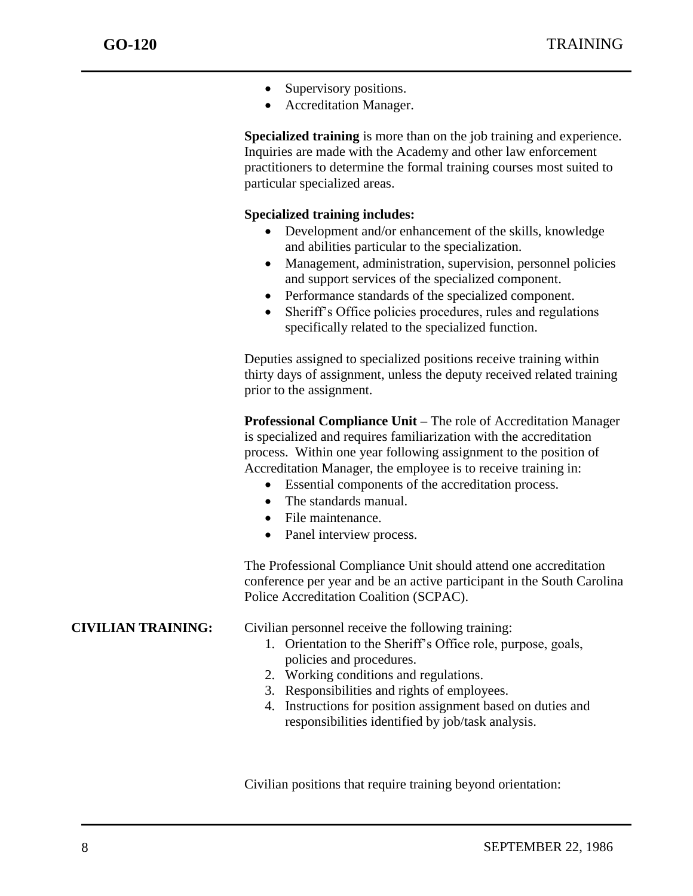- Supervisory positions.
- Accreditation Manager.

**Specialized training** is more than on the job training and experience. Inquiries are made with the Academy and other law enforcement practitioners to determine the formal training courses most suited to particular specialized areas.

**Specialized training includes:**

- Development and/or enhancement of the skills, knowledge and abilities particular to the specialization.
- Management, administration, supervision, personnel policies and support services of the specialized component.
- Performance standards of the specialized component.
- Sheriff's Office policies procedures, rules and regulations specifically related to the specialized function.

Deputies assigned to specialized positions receive training within thirty days of assignment, unless the deputy received related training prior to the assignment.

**Professional Compliance Unit –** The role of Accreditation Manager is specialized and requires familiarization with the accreditation process. Within one year following assignment to the position of Accreditation Manager, the employee is to receive training in:

- Essential components of the accreditation process.
- The standards manual.
- File maintenance.
- Panel interview process.

The Professional Compliance Unit should attend one accreditation conference per year and be an active participant in the South Carolina Police Accreditation Coalition (SCPAC).

**CIVILIAN TRAINING:** Civilian personnel receive the following training:

1. Orientation to the Sheriff's Office role, purpose, goals, policies and procedures.
2. Working conditions and regulations.
3. Responsibilities and rights of employees.
4. Instructions for position assignment based on duties and responsibilities identified by job/task analysis.

Civilian positions that require training beyond orientation: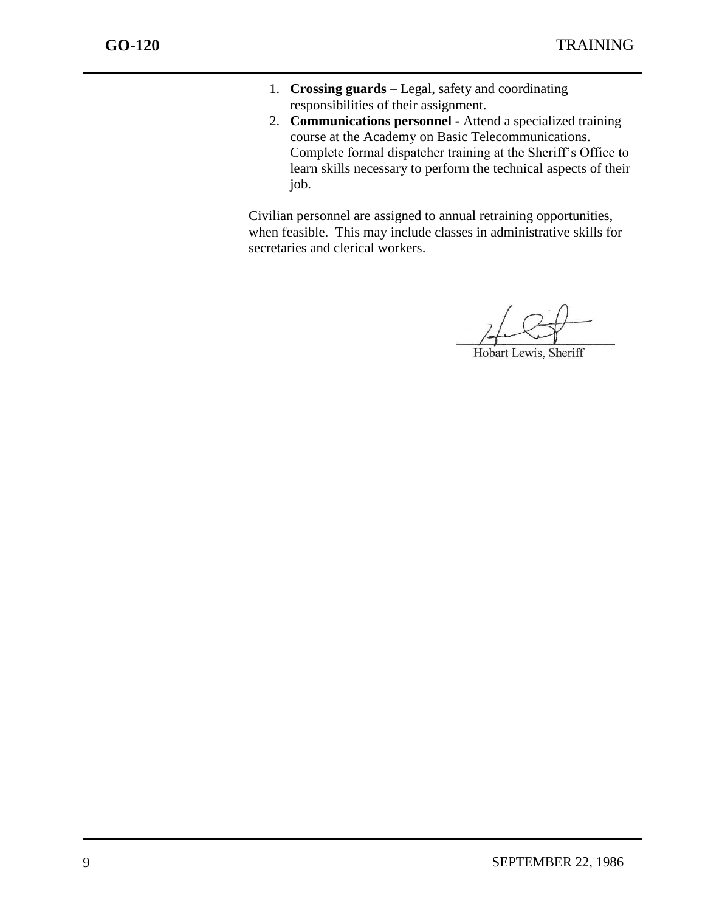1. **Crossing guards** – Legal, safety and coordinating responsibilities of their assignment.
2. **Communications personnel -** Attend a specialized training course at the Academy on Basic Telecommunications. Complete formal dispatcher training at the Sheriff's Office to learn skills necessary to perform the technical aspects of their job.

Civilian personnel are assigned to annual retraining opportunities, when feasible. This may include classes in administrative skills for secretaries and clerical workers.

Hobart Lewis, Sheriff